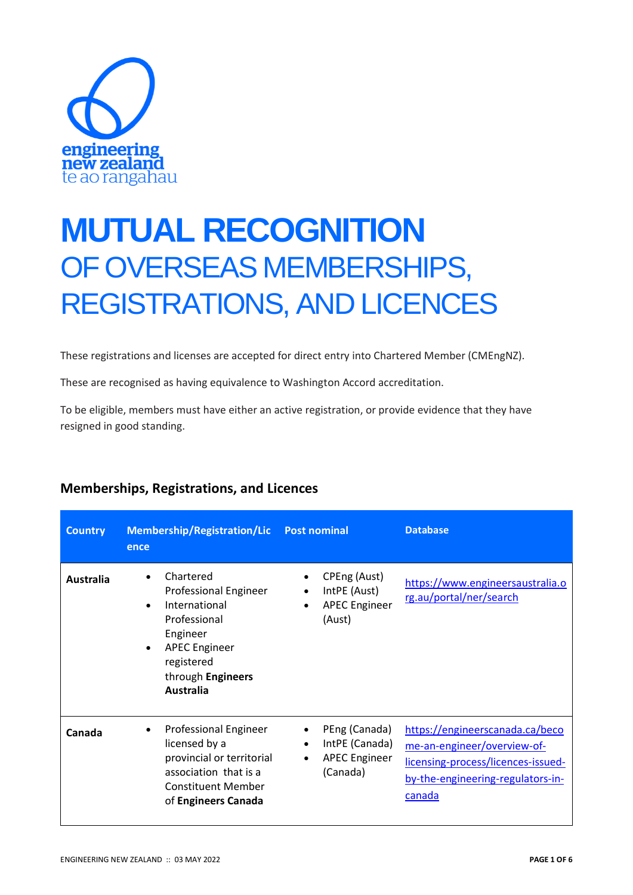engineering new zealand
te ao rangahau

# MUTUAL RECOGNITION
## OF OVERSEAS MEMBERSHIPS, REGISTRATIONS, AND LICENCES

These registrations and licenses are accepted for direct entry into Chartered Member (CMEngNZ).

These are recognised as having equivalence to Washington Accord accreditation.

To be eligible, members must have either an active registration, or provide evidence that they have resigned in good standing.

### Memberships, Registrations, and Licences

| Country | Membership/Registration/Licence | Post nominal | Database |
|---|---|---|---|
| **Australia** | • Chartered Professional Engineer<br>• International Professional Engineer<br>• APEC Engineer registered through **Engineers Australia** | • CPEng (Aust)<br>• IntPE (Aust)<br>• APEC Engineer (Aust) | https://www.engineersaustralia.org.au/portal/ner/search |
| **Canada** | • Professional Engineer licensed by a provincial or territorial association that is a Constituent Member of **Engineers Canada** | • PEng (Canada)<br>• IntPE (Canada)<br>• APEC Engineer (Canada) | https://engineerscanada.ca/become-an-engineer/overview-of-licensing-process/licences-issued-by-the-engineering-regulators-in-canada |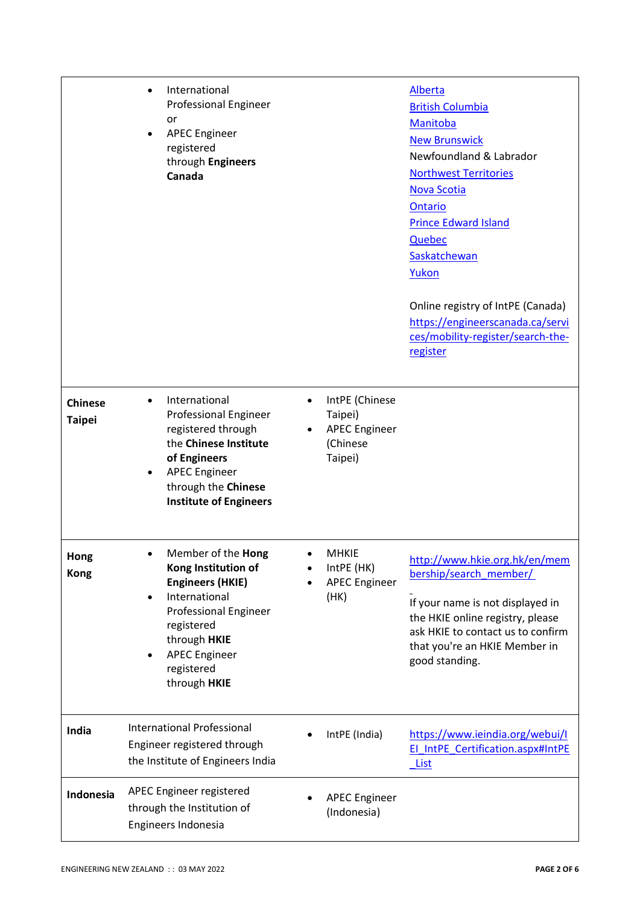| | | | |
|---|---|---|---|
| | • International Professional Engineer or<br>• APEC Engineer registered through **Engineers Canada** | | Alberta<br>British Columbia<br>Manitoba<br>New Brunswick<br>Newfoundland & Labrador<br>Northwest Territories<br>Nova Scotia<br>Ontario<br>Prince Edward Island<br>Quebec<br>Saskatchewan<br>Yukon<br><br>Online registry of IntPE (Canada)<br>https://engineerscanada.ca/services/mobility-register/search-the-register |
| **Chinese Taipei** | • International Professional Engineer registered through the **Chinese Institute of Engineers**<br>• APEC Engineer through the **Chinese Institute of Engineers** | • IntPE (Chinese Taipei)<br>• APEC Engineer (Chinese Taipei) | |
| **Hong Kong** | • Member of the **Hong Kong Institution of Engineers (HKIE)**<br>• International Professional Engineer registered through **HKIE**<br>• APEC Engineer registered through **HKIE** | • MHKIE<br>• IntPE (HK)<br>• APEC Engineer (HK) | http://www.hkie.org.hk/en/membership/search_member/<br><br>If your name is not displayed in the HKIE online registry, please ask HKIE to contact us to confirm that you're an HKIE Member in good standing. |
| **India** | International Professional Engineer registered through the Institute of Engineers India | • IntPE (India) | https://www.ieindia.org/webui/IEI_IntPE_Certification.aspx#IntPE_List |
| **Indonesia** | APEC Engineer registered through the Institution of Engineers Indonesia | • APEC Engineer (Indonesia) | |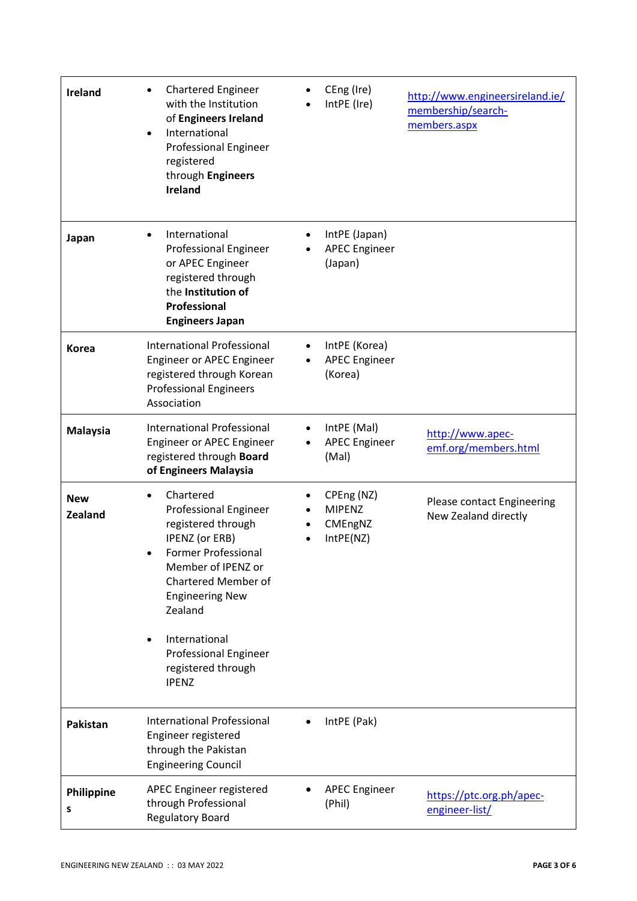| | | | |
|---|---|---|---|
| **Ireland** | • Chartered Engineer with the Institution of **Engineers Ireland**<br>• International Professional Engineer registered through **Engineers Ireland** | • CEng (Ire)<br>• IntPE (Ire) | http://www.engineersireland.ie/membership/search-members.aspx |
| **Japan** | • International Professional Engineer or APEC Engineer registered through the **Institution of Professional Engineers Japan** | • IntPE (Japan)<br>• APEC Engineer (Japan) | |
| **Korea** | International Professional Engineer or APEC Engineer registered through Korean Professional Engineers Association | • IntPE (Korea)<br>• APEC Engineer (Korea) | |
| **Malaysia** | International Professional Engineer or APEC Engineer registered through **Board of Engineers Malaysia** | • IntPE (Mal)<br>• APEC Engineer (Mal) | http://www.apec-emf.org/members.html |
| **New Zealand** | • Chartered Professional Engineer registered through IPENZ (or ERB)<br>• Former Professional Member of IPENZ or Chartered Member of Engineering New Zealand<br>• International Professional Engineer registered through IPENZ | • CPEng (NZ)<br>• MIPENZ<br>• CMEngNZ<br>• IntPE(NZ) | Please contact Engineering New Zealand directly |
| **Pakistan** | International Professional Engineer registered through the Pakistan Engineering Council | • IntPE (Pak) | |
| **Philippines** | APEC Engineer registered through Professional Regulatory Board | • APEC Engineer (Phil) | https://ptc.org.ph/apec-engineer-list/ |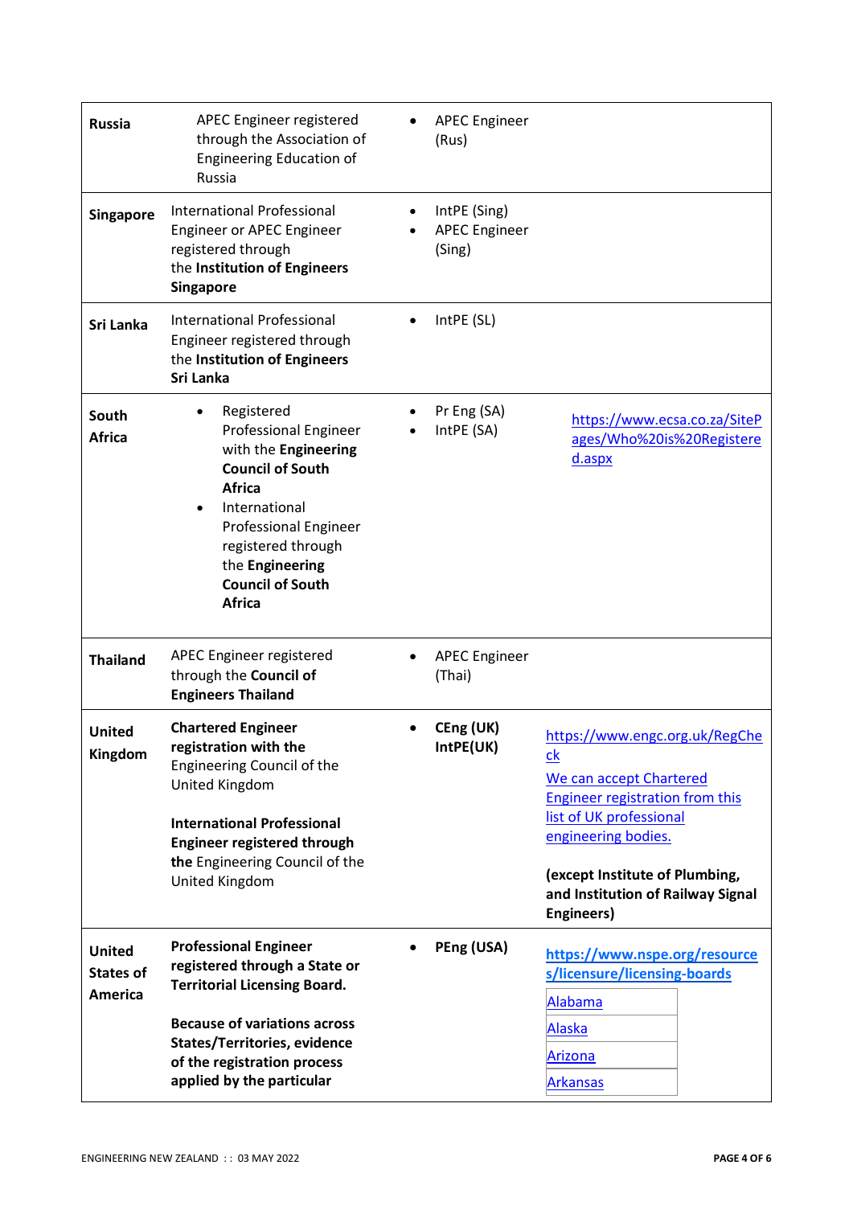| Russia | APEC Engineer registered through the Association of Engineering Education of Russia | • APEC Engineer (Rus) | |
|---|---|---|---|
| **Singapore** | International Professional Engineer or APEC Engineer registered through the **Institution of Engineers Singapore** | • IntPE (Sing)<br>• APEC Engineer (Sing) | |
| **Sri Lanka** | International Professional Engineer registered through the **Institution of Engineers Sri Lanka** | • IntPE (SL) | |
| **South Africa** | • Registered Professional Engineer with the **Engineering Council of South Africa**<br>• International Professional Engineer registered through the **Engineering Council of South Africa** | • Pr Eng (SA)<br>• IntPE (SA) | https://www.ecsa.co.za/SitePages/Who%20is%20Registered.aspx |
| **Thailand** | APEC Engineer registered through the **Council of Engineers Thailand** | • APEC Engineer (Thai) | |
| **United Kingdom** | **Chartered Engineer registration with the** Engineering Council of the United Kingdom<br><br>**International Professional Engineer registered through the** Engineering Council of the United Kingdom | • **CEng (UK) IntPE(UK)** | https://www.engc.org.uk/RegCheck<br>We can accept Chartered Engineer registration from this list of UK professional engineering bodies.<br><br>**(except Institute of Plumbing, and Institution of Railway Signal Engineers)** |
| **United States of America** | **Professional Engineer registered through a State or Territorial Licensing Board.**<br><br>**Because of variations across States/Territories, evidence of the registration process applied by the particular** | • **PEng (USA)** | **https://www.nspe.org/resources/licensure/licensing-boards**<br>Alabama<br>Alaska<br>Arizona<br>Arkansas |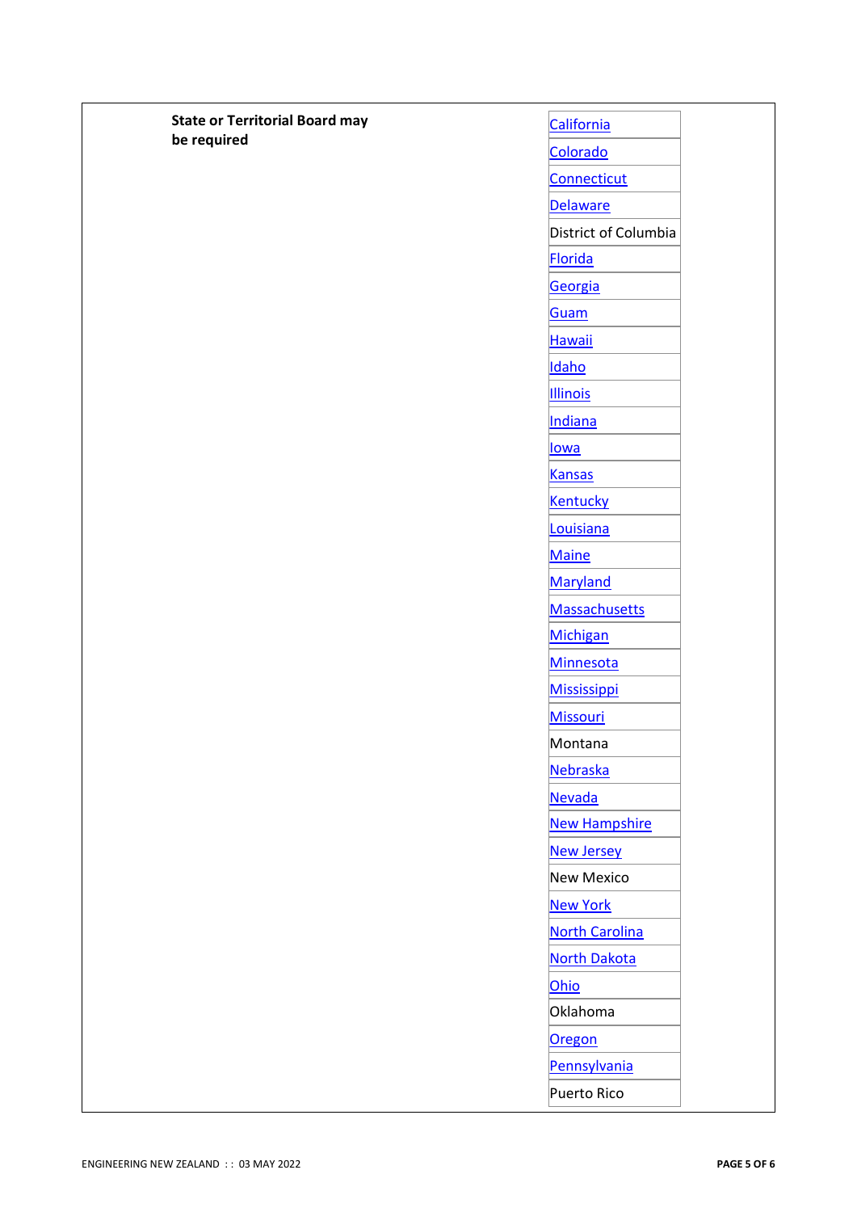| State or Territorial Board may be required | California |
|---|---|
| | Colorado |
| | Connecticut |
| | Delaware |
| | District of Columbia |
| | Florida |
| | Georgia |
| | Guam |
| | Hawaii |
| | Idaho |
| | Illinois |
| | Indiana |
| | Iowa |
| | Kansas |
| | Kentucky |
| | Louisiana |
| | Maine |
| | Maryland |
| | Massachusetts |
| | Michigan |
| | Minnesota |
| | Mississippi |
| | Missouri |
| | Montana |
| | Nebraska |
| | Nevada |
| | New Hampshire |
| | New Jersey |
| | New Mexico |
| | New York |
| | North Carolina |
| | North Dakota |
| | Ohio |
| | Oklahoma |
| | Oregon |
| | Pennsylvania |
| | Puerto Rico |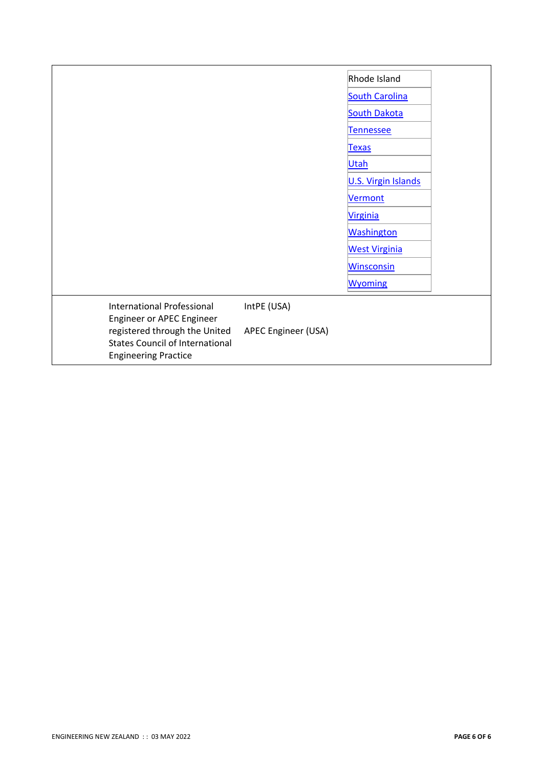| | | |
|---|---|---|
| | | Rhode Island<br>South Carolina<br>South Dakota<br>Tennessee<br>Texas<br>Utah<br>U.S. Virgin Islands<br>Vermont<br>Virginia<br>Washington<br>West Virginia<br>Winsconsin<br>Wyoming |
| International Professional Engineer or APEC Engineer registered through the United States Council of International Engineering Practice | IntPE (USA)<br><br>APEC Engineer (USA) | |